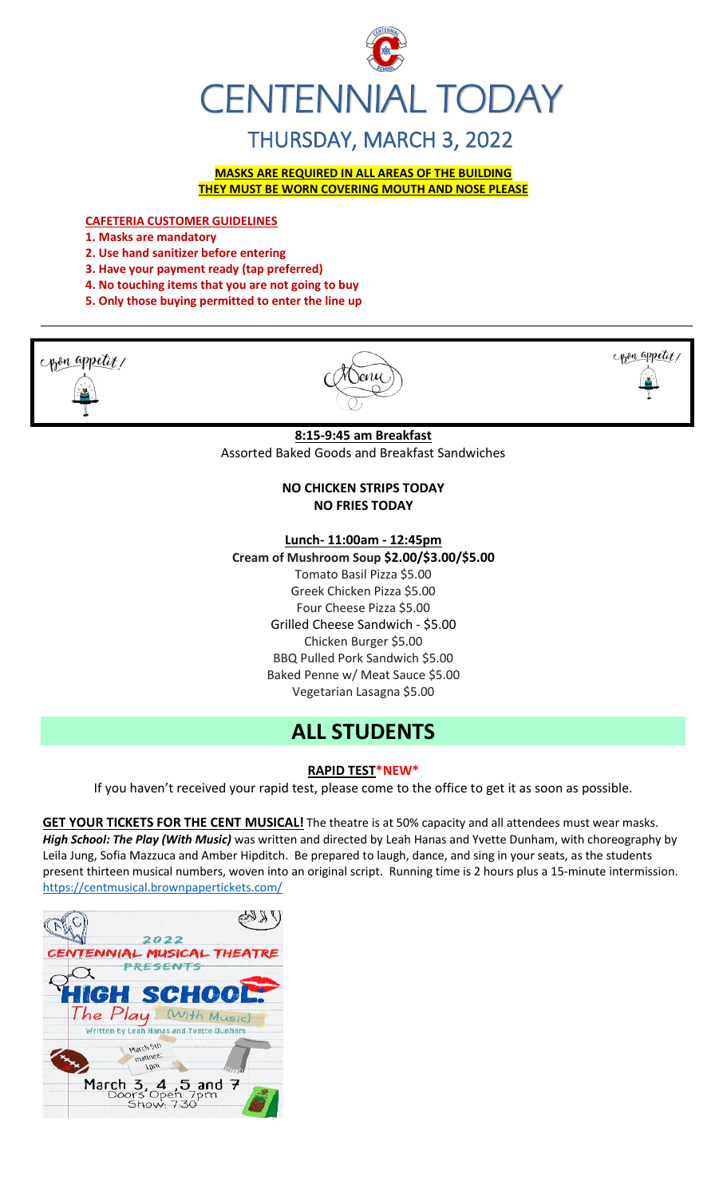# CENTENNIAL TODAY

## THURSDAY, MARCH 3, 2022

**MASKS ARE REQUIRED IN ALL AREAS OF THE BUILDING**
**THEY MUST BE WORN COVERING MOUTH AND NOSE PLEASE**

**CAFETERIA CUSTOMER GUIDELINES**

1. **Masks are mandatory**
2. **Use hand sanitizer before entering**
3. **Have your payment ready (tap preferred)**
4. **No touching items that you are not going to buy**
5. **Only those buying permitted to enter the line up**

---

Bon appetit! Menu Bon appetit!

**8:15-9:45 am Breakfast**
Assorted Baked Goods and Breakfast Sandwiches

**NO CHICKEN STRIPS TODAY**
**NO FRIES TODAY**

**Lunch- 11:00am - 12:45pm**
**Cream of Mushroom Soup $2.00/$3.00/$5.00**
Tomato Basil Pizza $5.00
Greek Chicken Pizza $5.00
Four Cheese Pizza $5.00
Grilled Cheese Sandwich - $5.00
Chicken Burger $5.00
BBQ Pulled Pork Sandwich $5.00
Baked Penne w/ Meat Sauce $5.00
Vegetarian Lasagna $5.00

# ALL STUDENTS

**RAPID TEST*NEW***

If you haven't received your rapid test, please come to the office to get it as soon as possible.

**GET YOUR TICKETS FOR THE CENT MUSICAL!** The theatre is at 50% capacity and all attendees must wear masks. ***High School: The Play (With Music)*** was written and directed by Leah Hanas and Yvette Dunham, with choreography by Leila Jung, Sofia Mazzuca and Amber Hipditch. Be prepared to laugh, dance, and sing in your seats, as the students present thirteen musical numbers, woven into an original script. Running time is 2 hours plus a 15-minute intermission. https://centmusical.brownpapertickets.com/

2022
CENTENNIAL MUSICAL THEATRE
PRESENTS
HIGH SCHOOL:
The Play (With Music)
Written by Leah Hanas and Yvette Dunham
March 5th matinee: 1pm
March 3, 4, 5 and 7
Doors Open 7pm
Show: 7:30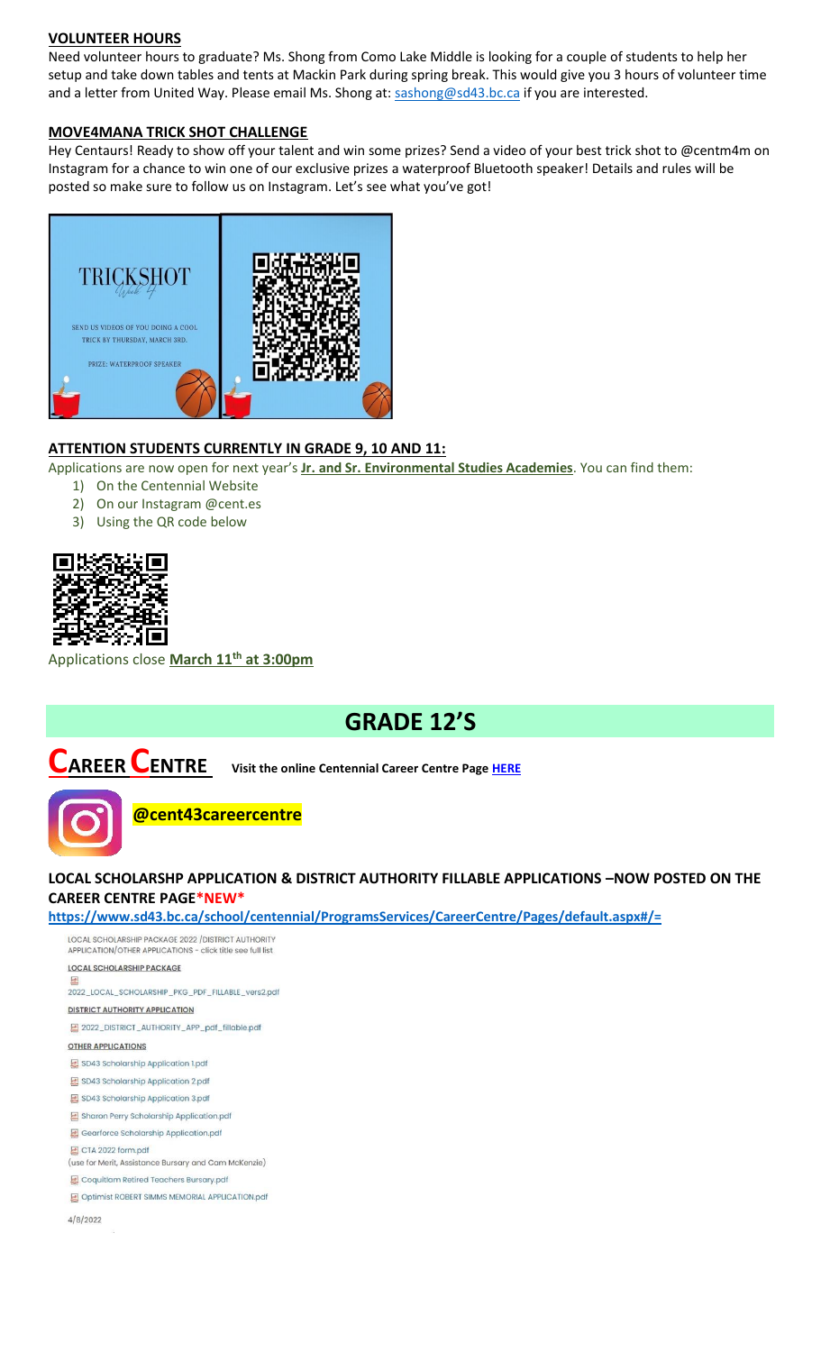## VOLUNTEER HOURS

Need volunteer hours to graduate? Ms. Shong from Como Lake Middle is looking for a couple of students to help her setup and take down tables and tents at Mackin Park during spring break. This would give you 3 hours of volunteer time and a letter from United Way. Please email Ms. Shong at: sashong@sd43.bc.ca if you are interested.

## MOVE4MANA TRICK SHOT CHALLENGE

Hey Centaurs! Ready to show off your talent and win some prizes? Send a video of your best trick shot to @centm4m on Instagram for a chance to win one of our exclusive prizes a waterproof Bluetooth speaker! Details and rules will be posted so make sure to follow us on Instagram. Let's see what you've got!

TRICKSHOT
Week 4

SEND US VIDEOS OF YOU DOING A COOL TRICK BY THURSDAY, MARCH 3RD.

PRIZE: WATERPROOF SPEAKER

## ATTENTION STUDENTS CURRENTLY IN GRADE 9, 10 AND 11:

Applications are now open for next year's **Jr. and Sr. Environmental Studies Academies**. You can find them:

1) On the Centennial Website
2) On our Instagram @cent.es
3) Using the QR code below

Applications close **March 11th at 3:00pm**

# GRADE 12'S

## CAREER CENTRE

**Visit the online Centennial Career Centre Page HERE**

**@cent43careercentre**

### LOCAL SCHOLARSHP APPLICATION & DISTRICT AUTHORITY FILLABLE APPLICATIONS –NOW POSTED ON THE CAREER CENTRE PAGE*NEW*

**https://www.sd43.bc.ca/school/centennial/ProgramsServices/CareerCentre/Pages/default.aspx#/=**

LOCAL SCHOLARSHIP PACKAGE 2022 /DISTRICT AUTHORITY APPLICATION/OTHER APPLICATIONS - click title see full list

LOCAL SCHOLARSHIP PACKAGE

2022_LOCAL_SCHOLARSHIP_PKG_PDF_FILLABLE_vers2.pdf

DISTRICT AUTHORITY APPLICATION

2022_DISTRICT_AUTHORITY_APP_pdf_fillable.pdf

OTHER APPLICATIONS

- SD43 Scholarship Application 1.pdf
- SD43 Scholarship Application 2.pdf
- SD43 Scholarship Application 3.pdf
- Sharon Perry Scholarship Application.pdf
- Gearforce Scholarship Application.pdf
- CTA 2022 form.pdf (use for Merit, Assistance Bursary and Cam McKenzie)
- Coquitlam Retired Teachers Bursary.pdf
- Optimist ROBERT SIMMS MEMORIAL APPLICATION.pdf

4/8/2022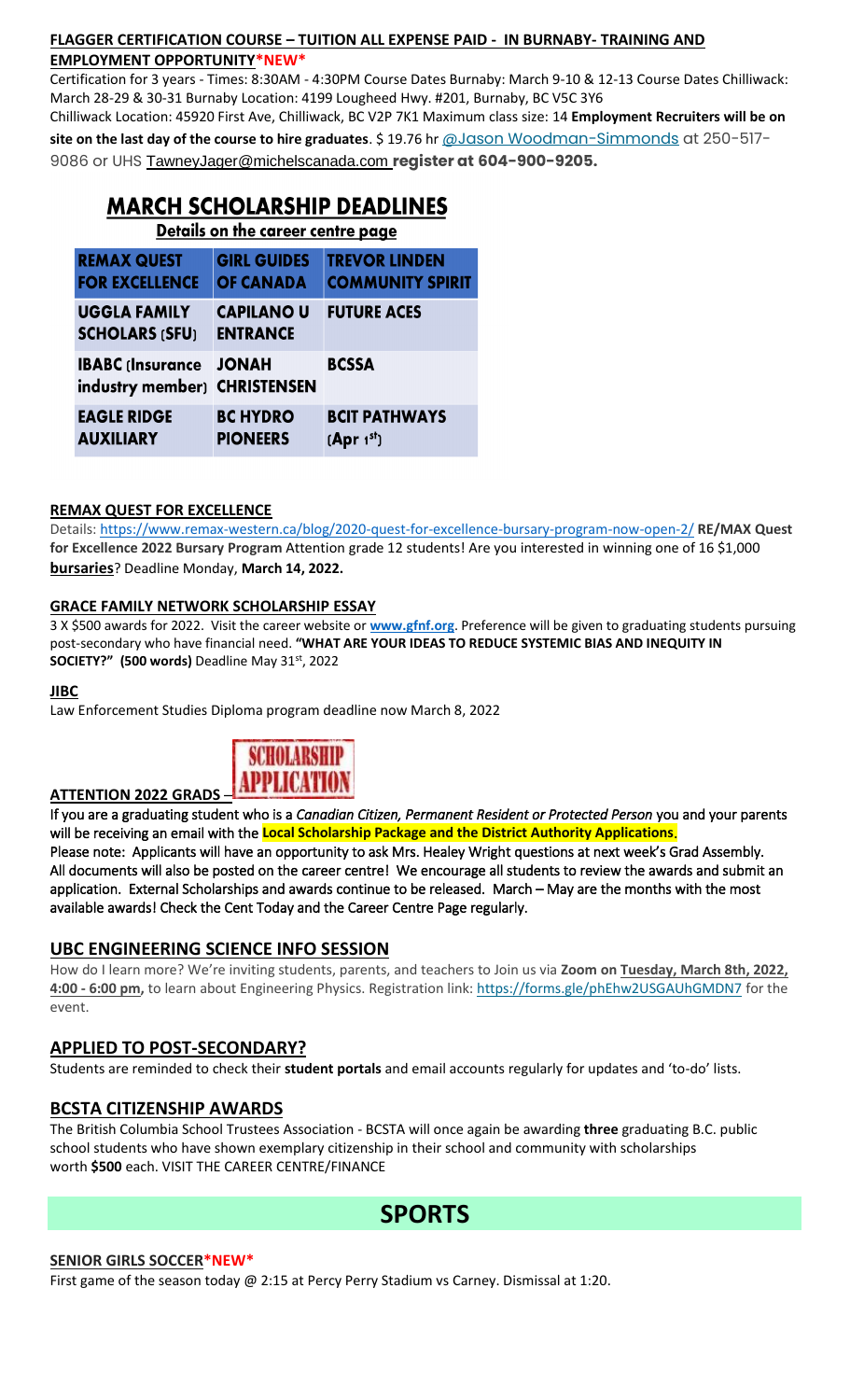#### **FLAGGER CERTIFICATION COURSE – TUITION ALL EXPENSE PAID - IN BURNABY- TRAINING AND EMPLOYMENT OPPORTUNITY*NEW***

Certification for 3 years - Times: 8:30AM - 4:30PM Course Dates Burnaby: March 9-10 & 12-13 Course Dates Chilliwack: March 28-29 & 30-31 Burnaby Location: 4199 Lougheed Hwy. #201, Burnaby, BC V5C 3Y6
Chilliwack Location: 45920 First Ave, Chilliwack, BC V2P 7K1 Maximum class size: 14 **Employment Recruiters will be on site on the last day of the course to hire graduates**. $ 19.76 hr @Jason Woodman-Simmonds at 250-517-9086 or UHS TawneyJager@michelscanada.com **register at 604-900-9205.**

## MARCH SCHOLARSHIP DEADLINES

**Details on the career centre page**

| REMAX QUEST FOR EXCELLENCE | GIRL GUIDES OF CANADA | TREVOR LINDEN COMMUNITY SPIRIT |
|---|---|---|
| UGGLA FAMILY SCHOLARS (SFU) | CAPILANO U ENTRANCE | FUTURE ACES |
| IBABC (Insurance industry member) | JONAH CHRISTENSEN | BCSSA |
| EAGLE RIDGE AUXILIARY | BC HYDRO PIONEERS | BCIT PATHWAYS (Apr 1st) |

#### **REMAX QUEST FOR EXCELLENCE**

Details: https://www.remax-western.ca/blog/2020-quest-for-excellence-bursary-program-now-open-2/ **RE/MAX Quest for Excellence 2022 Bursary Program** Attention grade 12 students! Are you interested in winning one of 16 $1,000 **bursaries**? Deadline Monday, **March 14, 2022.**

#### **GRACE FAMILY NETWORK SCHOLARSHIP ESSAY**

3 X $500 awards for 2022. Visit the career website or **www.gfnf.org**. Preference will be given to graduating students pursuing post-secondary who have financial need. **"WHAT ARE YOUR IDEAS TO REDUCE SYSTEMIC BIAS AND INEQUITY IN SOCIETY?" (500 words)** Deadline May 31st, 2022

#### **JIBC**

Law Enforcement Studies Diploma program deadline now March 8, 2022

#### **ATTENTION 2022 GRADS** – SCHOLARSHIP APPLICATION

If you are a graduating student who is a *Canadian Citizen, Permanent Resident or Protected Person* you and your parents will be receiving an email with the **Local Scholarship Package and the District Authority Applications**.
Please note: Applicants will have an opportunity to ask Mrs. Healey Wright questions at next week's Grad Assembly. All documents will also be posted on the career centre! We encourage all students to review the awards and submit an application. External Scholarships and awards continue to be released. March – May are the months with the most available awards! Check the Cent Today and the Career Centre Page regularly.

### **UBC ENGINEERING SCIENCE INFO SESSION**

How do I learn more? We're inviting students, parents, and teachers to Join us via **Zoom on Tuesday, March 8th, 2022, 4:00 - 6:00 pm,** to learn about Engineering Physics. Registration link: https://forms.gle/phEhw2USGAUhGMDN7 for the event.

### **APPLIED TO POST-SECONDARY?**

Students are reminded to check their **student portals** and email accounts regularly for updates and 'to-do' lists.

### **BCSTA CITIZENSHIP AWARDS**

The British Columbia School Trustees Association - BCSTA will once again be awarding **three** graduating B.C. public school students who have shown exemplary citizenship in their school and community with scholarships worth **$500** each. VISIT THE CAREER CENTRE/FINANCE

# SPORTS

#### **SENIOR GIRLS SOCCER*NEW***

First game of the season today @ 2:15 at Percy Perry Stadium vs Carney. Dismissal at 1:20.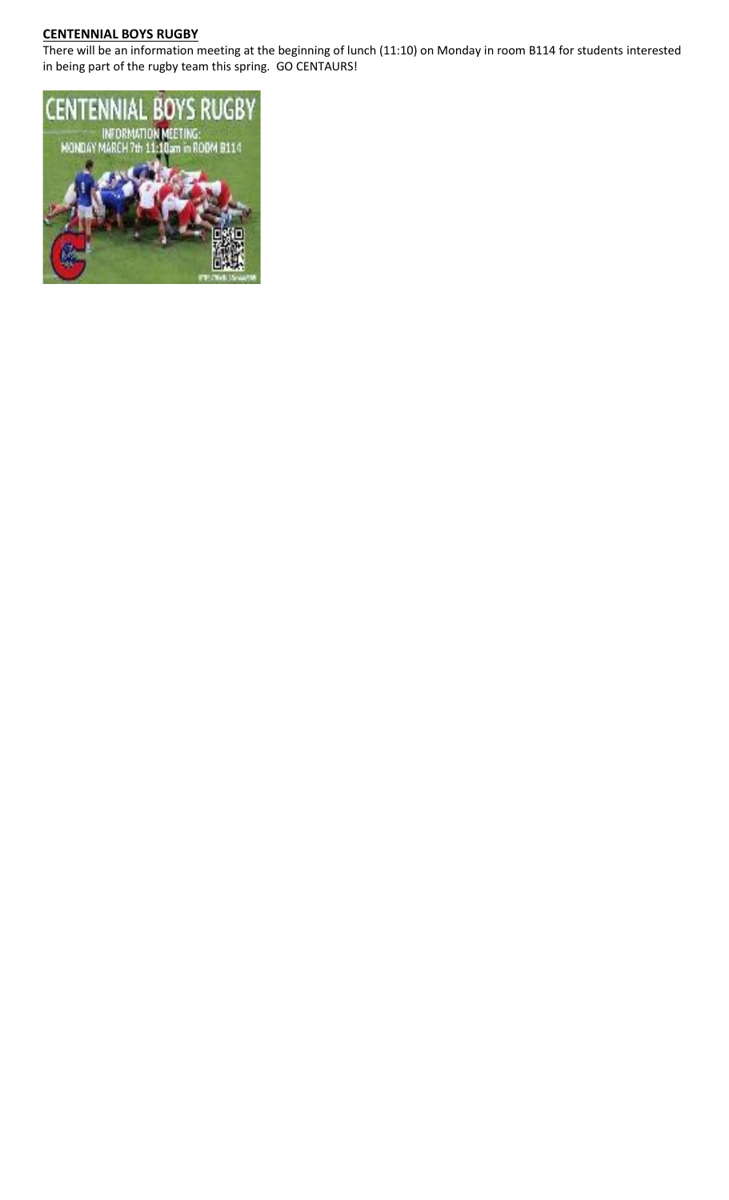**CENTENNIAL BOYS RUGBY**

There will be an information meeting at the beginning of lunch (11:10) on Monday in room B114 for students interested in being part of the rugby team this spring. GO CENTAURS!

CENTENNIAL BOYS RUGBY

INFORMATION MEETING:
MONDAY MARCH 7th 11:10am in ROOM B114